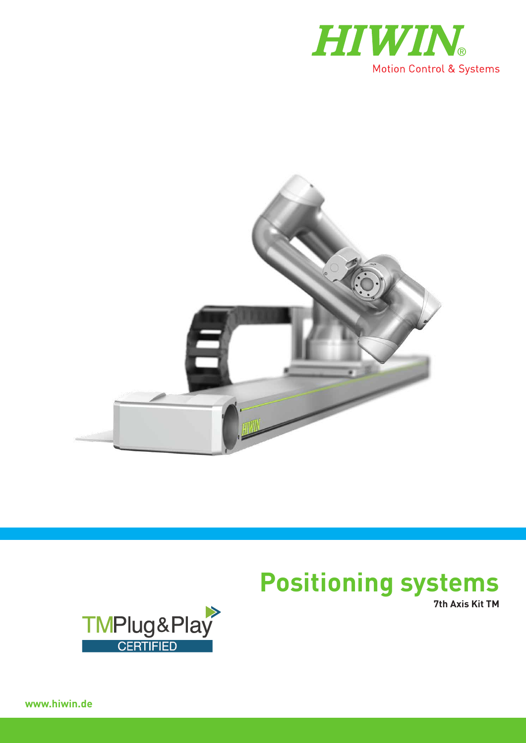HIWIN®

Motion Control & Systems

# Positioning systems

**7th Axis Kit TM**

TMPlug&Play CERTIFIED

www.hiwin.de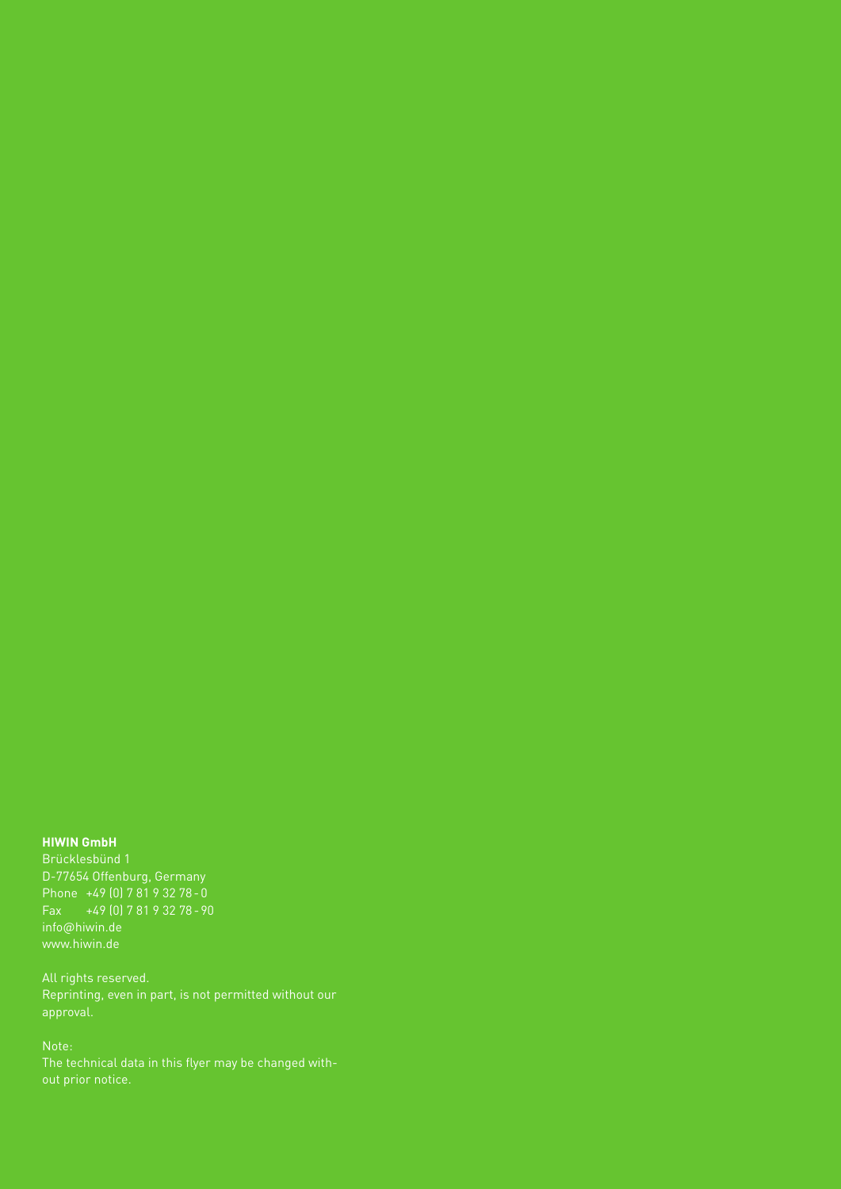**HIWIN GmbH**
Brücklesbünd 1
D-77654 Offenburg, Germany
Phone +49 (0) 7 81 9 32 78 - 0
Fax +49 (0) 7 81 9 32 78 - 90
info@hiwin.de
www.hiwin.de

All rights reserved.
Reprinting, even in part, is not permitted without our approval.

Note:
The technical data in this flyer may be changed without prior notice.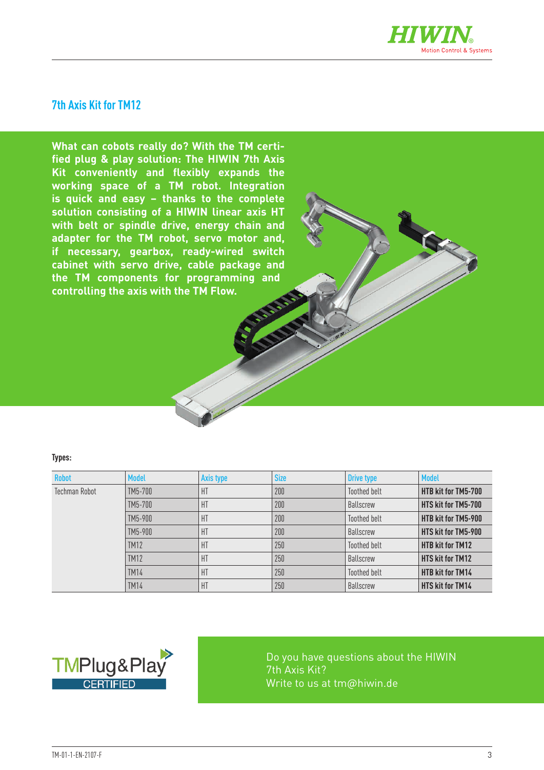## 7th Axis Kit for TM12

**What can cobots really do? With the TM certified plug & play solution: The HIWIN 7th Axis Kit conveniently and flexibly expands the working space of a TM robot. Integration is quick and easy – thanks to the complete solution consisting of a HIWIN linear axis HT with belt or spindle drive, energy chain and adapter for the TM robot, servo motor and, if necessary, gearbox, ready-wired switch cabinet with servo drive, cable package and the TM components for programming and controlling the axis with the TM Flow.**

**Types:**

| Robot | Model | Axis type | Size | Drive type | Model |
|---|---|---|---|---|---|
| Techman Robot | TM5-700 | HT | 200 | Toothed belt | **HTB kit for TM5-700** |
| | TM5-700 | HT | 200 | Ballscrew | **HTS kit for TM5-700** |
| | TM5-900 | HT | 200 | Toothed belt | **HTB kit for TM5-900** |
| | TM5-900 | HT | 200 | Ballscrew | **HTS kit for TM5-900** |
| | TM12 | HT | 250 | Toothed belt | **HTB kit for TM12** |
| | TM12 | HT | 250 | Ballscrew | **HTS kit for TM12** |
| | TM14 | HT | 250 | Toothed belt | **HTB kit for TM14** |
| | TM14 | HT | 250 | Ballscrew | **HTS kit for TM14** |

TMPlug&Play CERTIFIED

Do you have questions about the HIWIN 7th Axis Kit?
Write to us at tm@hiwin.de

TM-01-1-EN-2107-F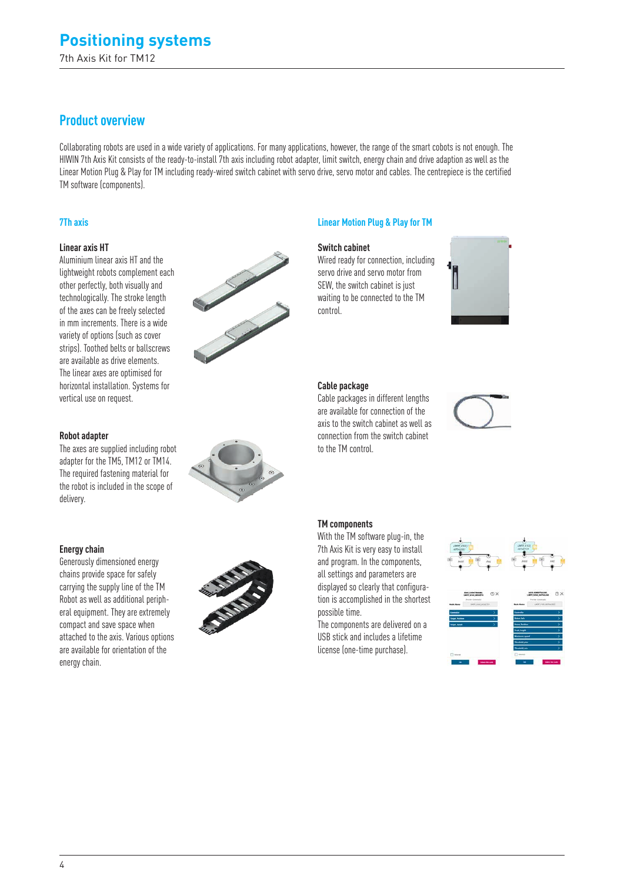# Positioning systems

7th Axis Kit for TM12

## Product overview

Collaborating robots are used in a wide variety of applications. For many applications, however, the range of the smart cobots is not enough. The HIWIN 7th Axis Kit consists of the ready-to-install 7th axis including robot adapter, limit switch, energy chain and drive adaption as well as the Linear Motion Plug & Play for TM including ready-wired switch cabinet with servo drive, servo motor and cables. The centrepiece is the certified TM software (components).

### 7Th axis

**Linear axis HT**

Aluminium linear axis HT and the lightweight robots complement each other perfectly, both visually and technologically. The stroke length of the axes can be freely selected in mm increments. There is a wide variety of options (such as cover strips). Toothed belts or ballscrews are available as drive elements. The linear axes are optimised for horizontal installation. Systems for vertical use on request.

**Robot adapter**

The axes are supplied including robot adapter for the TM5, TM12 or TM14. The required fastening material for the robot is included in the scope of delivery.

**Energy chain**

Generously dimensioned energy chains provide space for safely carrying the supply line of the TM Robot as well as additional peripheral equipment. They are extremely compact and save space when attached to the axis. Various options are available for orientation of the energy chain.

### Linear Motion Plug & Play for TM

**Switch cabinet**

Wired ready for connection, including servo drive and servo motor from SEW, the switch cabinet is just waiting to be connected to the TM control.

**Cable package**

Cable packages in different lengths are available for connection of the axis to the switch cabinet as well as connection from the switch cabinet to the TM control.

**TM components**

With the TM software plug-in, the 7th Axis Kit is very easy to install and program. In the components, all settings and parameters are displayed so clearly that configuration is accomplished in the shortest possible time.
The components are delivered on a USB stick and includes a lifetime license (one-time purchase).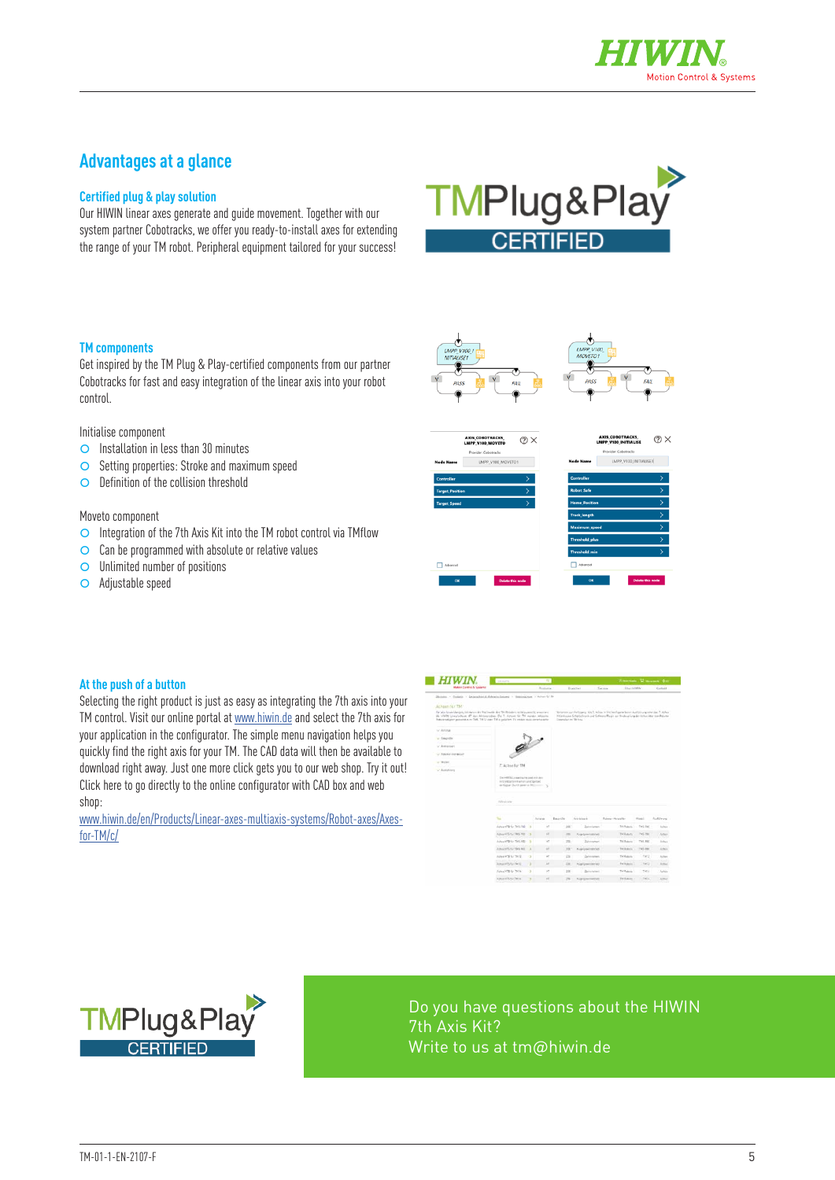## Advantages at a glance

### Certified plug & play solution

Our HIWIN linear axes generate and guide movement. Together with our system partner Cobotracks, we offer you ready-to-install axes for extending the range of your TM robot. Peripheral equipment tailored for your success!

### TM components

Get inspired by the TM Plug & Play-certified components from our partner Cobotracks for fast and easy integration of the linear axis into your robot control.

Initialise component

- Installation in less than 30 minutes
- Setting properties: Stroke and maximum speed
- Definition of the collision threshold

Moveto component

- Integration of the 7th Axis Kit into the TM robot control via TMflow
- Can be programmed with absolute or relative values
- Unlimited number of positions
- Adjustable speed

### At the push of a button

Selecting the right product is just as easy as integrating the 7th axis into your TM control. Visit our online portal at www.hiwin.de and select the 7th axis for your application in the configurator. The simple menu navigation helps you quickly find the right axis for your TM. The CAD data will then be available to download right away. Just one more click gets you to our web shop. Try it out! Click here to go directly to the online configurator with CAD box and web shop:

www.hiwin.de/en/Products/Linear-axes-multiaxis-systems/Robot-axes/Axes-for-TM/c/

Do you have questions about the HIWIN 7th Axis Kit?
Write to us at tm@hiwin.de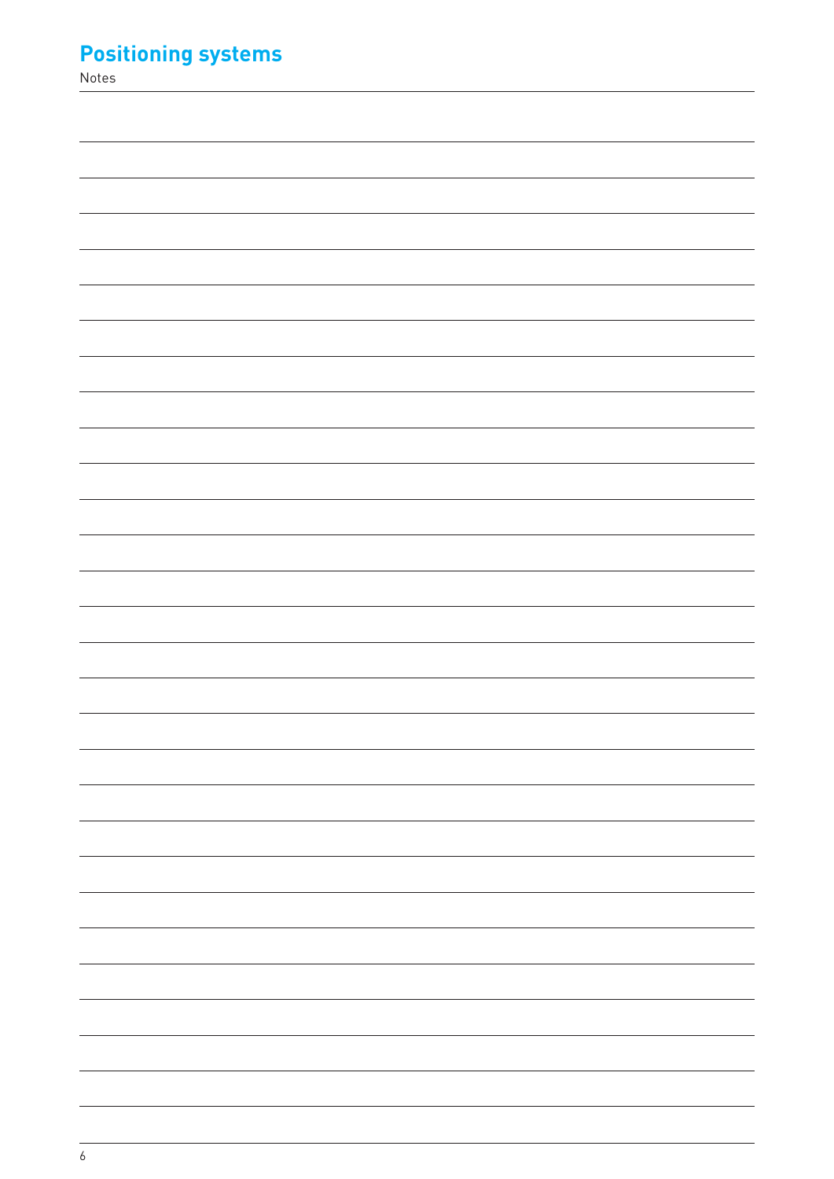# Positioning systems

Notes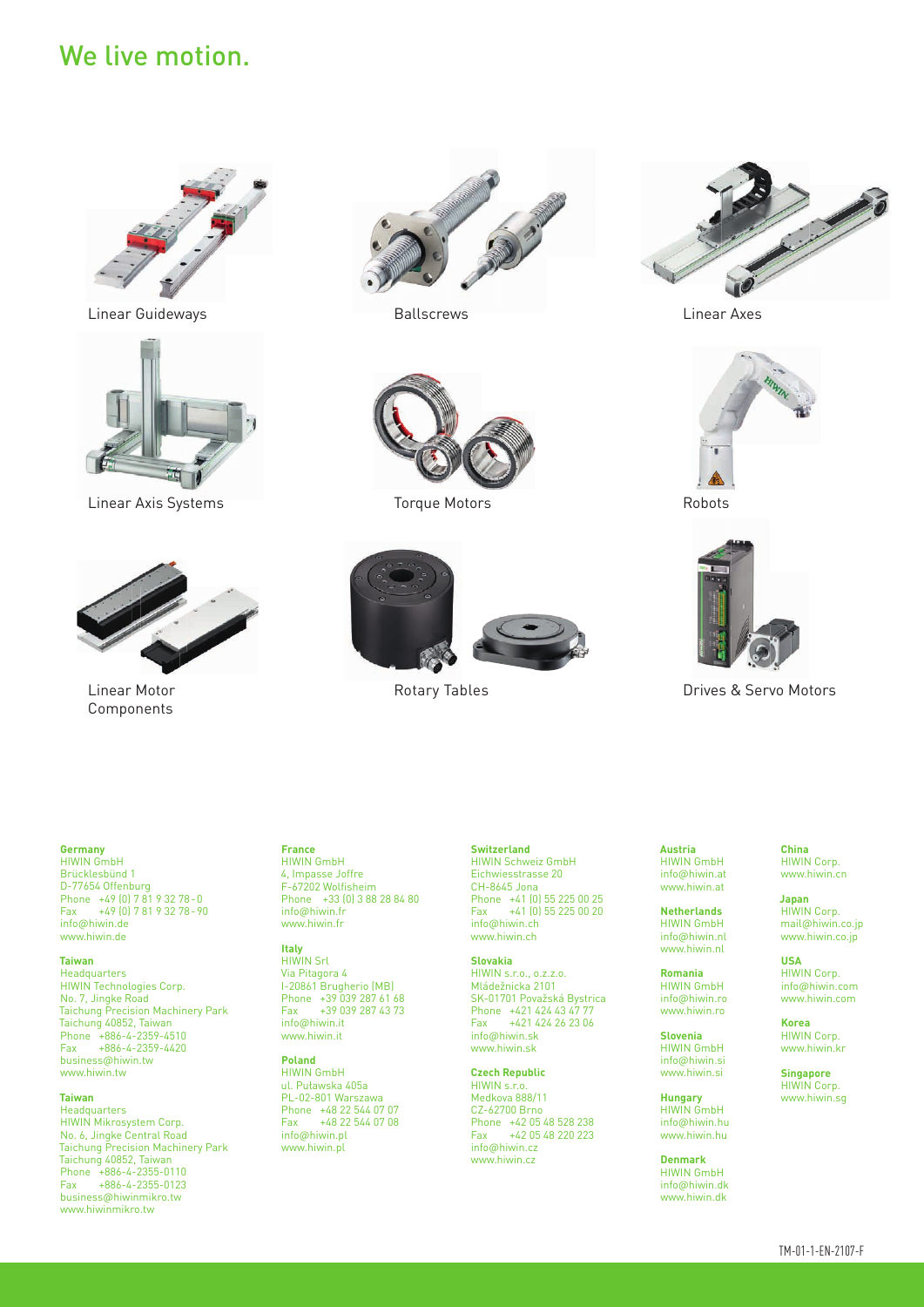# We live motion.

Linear Guideways

Ballscrews

Linear Axes

Linear Axis Systems

Torque Motors

Robots

Linear Motor Components

Rotary Tables

Drives & Servo Motors

**Germany**
HIWIN GmbH
Brücklesbünd 1
D-77654 Offenburg
Phone +49 (0) 7 81 9 32 78 - 0
Fax +49 (0) 7 81 9 32 78 - 90
info@hiwin.de
www.hiwin.de

**Taiwan**
Headquarters
HIWIN Technologies Corp.
No. 7, Jingke Road
Taichung Precision Machinery Park
Taichung 40852, Taiwan
Phone +886-4-2359-4510
Fax +886-4-2359-4420
business@hiwin.tw
www.hiwin.tw

**Taiwan**
Headquarters
HIWIN Mikrosystem Corp.
No. 6, Jingke Central Road
Taichung Precision Machinery Park
Taichung 40852, Taiwan
Phone +886-4-2355-0110
Fax +886-4-2355-0123
business@hiwinmikro.tw
www.hiwinmikro.tw

**France**
HIWIN GmbH
4, Impasse Joffre
F-67202 Wolfisheim
Phone +33 (0) 3 88 28 84 80
info@hiwin.fr
www.hiwin.fr

**Italy**
HIWIN Srl
Via Pitagora 4
I-20861 Brugherio (MB)
Phone +39 039 287 61 68
Fax +39 039 287 43 73
info@hiwin.it
www.hiwin.it

**Poland**
HIWIN GmbH
ul. Puławska 405a
PL-02-801 Warszawa
Phone +48 22 544 07 07
Fax +48 22 544 07 08
info@hiwin.pl
www.hiwin.pl

**Switzerland**
HIWIN Schweiz GmbH
Eichwiesstrasse 20
CH-8645 Jona
Phone +41 (0) 55 225 00 25
Fax +41 (0) 55 225 00 20
info@hiwin.ch
www.hiwin.ch

**Slovakia**
HIWIN s.r.o., o.z.z.o.
Mládežnicka 2101
SK-01701 Považská Bystrica
Phone +421 424 43 47 77
Fax +421 424 26 23 06
info@hiwin.sk
www.hiwin.sk

**Czech Republic**
HIWIN s.r.o.
Medkova 888/11
CZ-62700 Brno
Phone +42 05 48 528 238
Fax +42 05 48 220 223
info@hiwin.cz
www.hiwin.cz

**Austria**
HIWIN GmbH
info@hiwin.at
www.hiwin.at

**Netherlands**
HIWIN GmbH
info@hiwin.nl
www.hiwin.nl

**Romania**
HIWIN GmbH
info@hiwin.ro
www.hiwin.ro

**Slovenia**
HIWIN GmbH
info@hiwin.si
www.hiwin.si

**Hungary**
HIWIN GmbH
info@hiwin.hu
www.hiwin.hu

**Denmark**
HIWIN GmbH
info@hiwin.dk
www.hiwin.dk

**China**
HIWIN Corp.
www.hiwin.cn

**Japan**
HIWIN Corp.
mail@hiwin.co.jp
www.hiwin.co.jp

**USA**
HIWIN Corp.
info@hiwin.com
www.hiwin.com

**Korea**
HIWIN Corp.
www.hiwin.kr

**Singapore**
HIWIN Corp.
www.hiwin.sg

TM-01-1-EN-2107-F